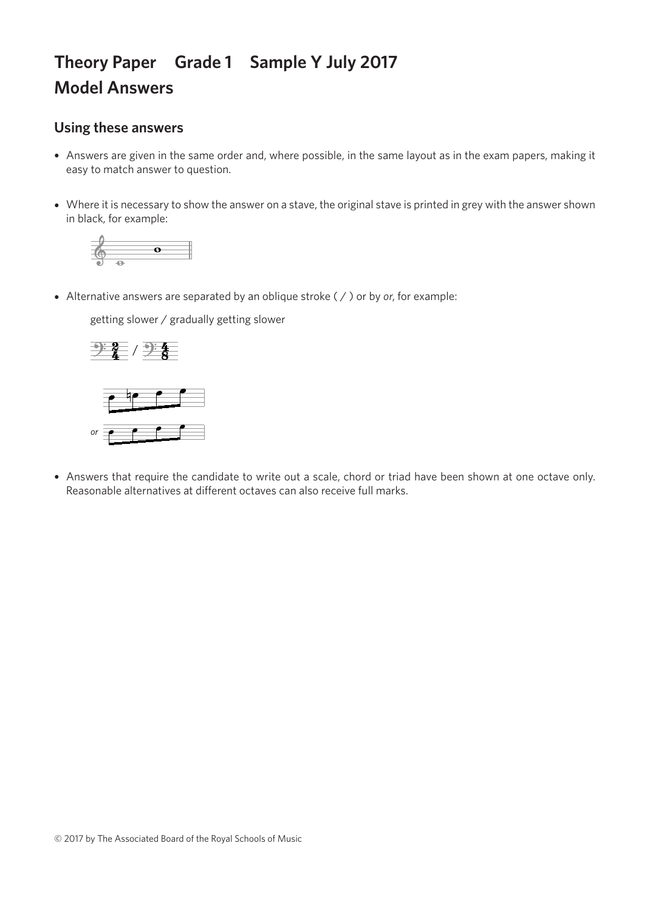# Theory Paper Grade 1 Sample Y July 2017
# Model Answers

## Using these answers

- Answers are given in the same order and, where possible, in the same layout as in the exam papers, making it easy to match answer to question.
- Where it is necessary to show the answer on a stave, the original stave is printed in grey with the answer shown in black, for example:
- Alternative answers are separated by an oblique stroke ( / ) or by *or*, for example:

  getting slower / gradually getting slower

  *or*

- Answers that require the candidate to write out a scale, chord or triad have been shown at one octave only. Reasonable alternatives at different octaves can also receive full marks.

© 2017 by The Associated Board of the Royal Schools of Music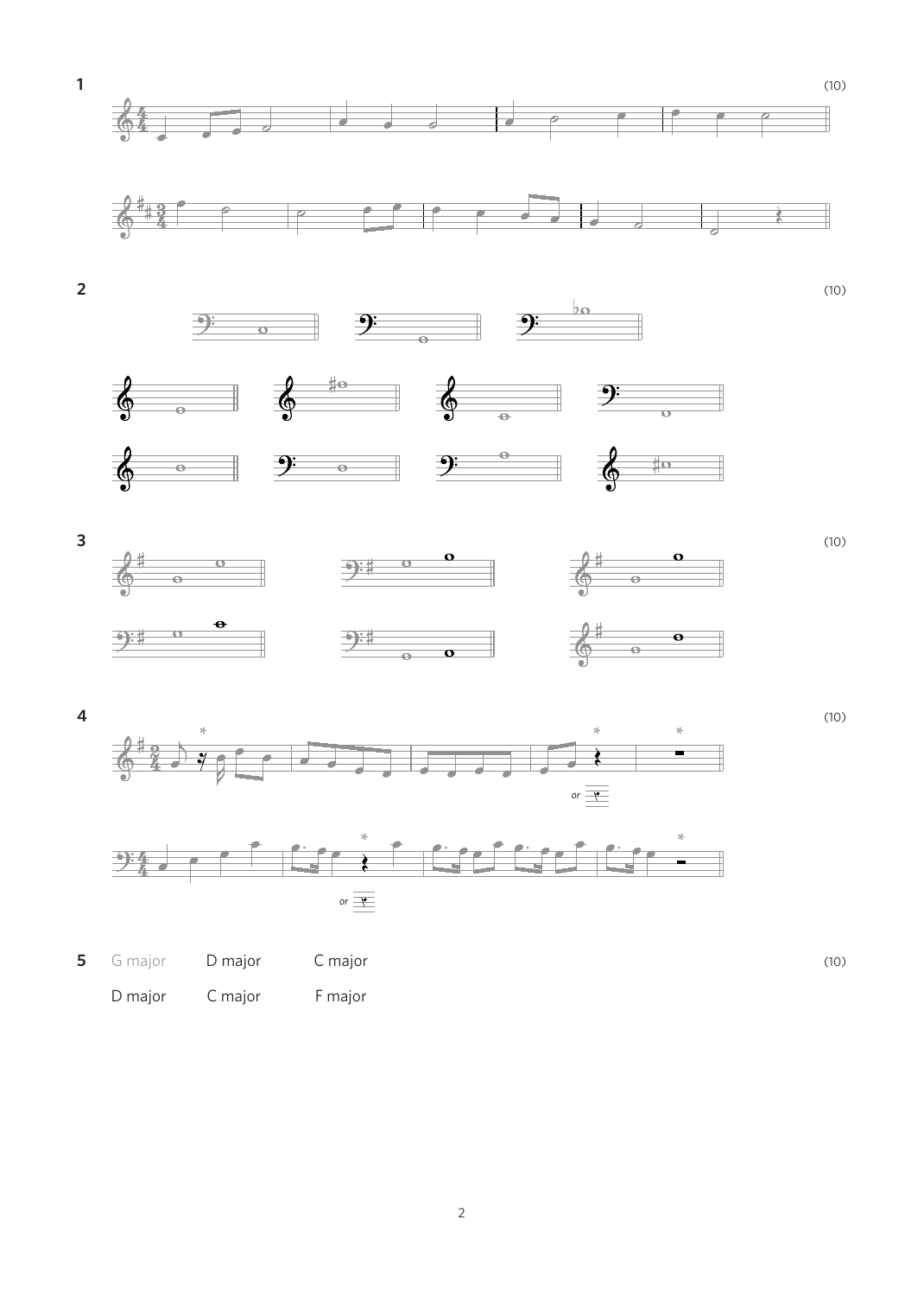**1** (10)

**2** (10)

**3** (10)

**4** (10)

*or*

*or*

**5** G major D major C major (10)

D major C major F major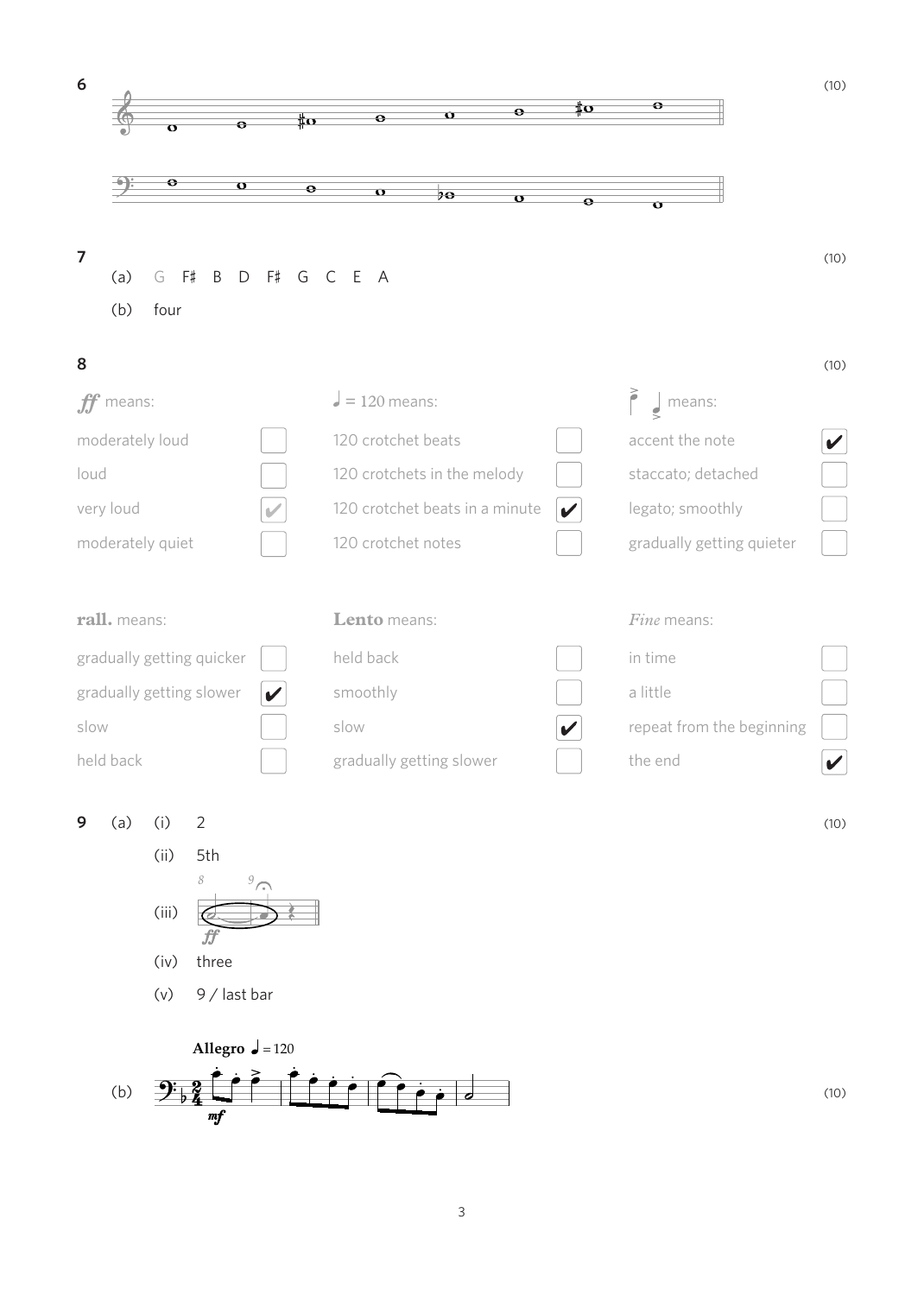**6** (10)

**7** (10)

(a) G F♯ B D F♯ G C E A

(b) four

**8** (10)

| *ff* means: | | ♩ = 120 means: | | accent marks means: | |
|---|---|---|---|---|---|
| moderately loud | ☐ | 120 crotchet beats | ☐ | accent the note | ✔ |
| loud | ☐ | 120 crotchets in the melody | ☐ | staccato; detached | ☐ |
| very loud | ✔ | 120 crotchet beats in a minute | ✔ | legato; smoothly | ☐ |
| moderately quiet | ☐ | 120 crotchet notes | ☐ | gradually getting quieter | ☐ |

| **rall.** means: | | **Lento** means: | | *Fine* means: | |
|---|---|---|---|---|---|
| gradually getting quicker | ☐ | held back | ☐ | in time | ☐ |
| gradually getting slower | ✔ | smoothly | ☐ | a little | ☐ |
| slow | ☐ | slow | ✔ | repeat from the beginning | ☐ |
| held back | ☐ | gradually getting slower | ☐ | the end | ✔ |

**9** (a) (10)

(i) 2

(ii) 5th

(iii) *ff*

(iv) three

(v) 9 / last bar

(b) **Allegro** ♩ = 120 *mf* (10)